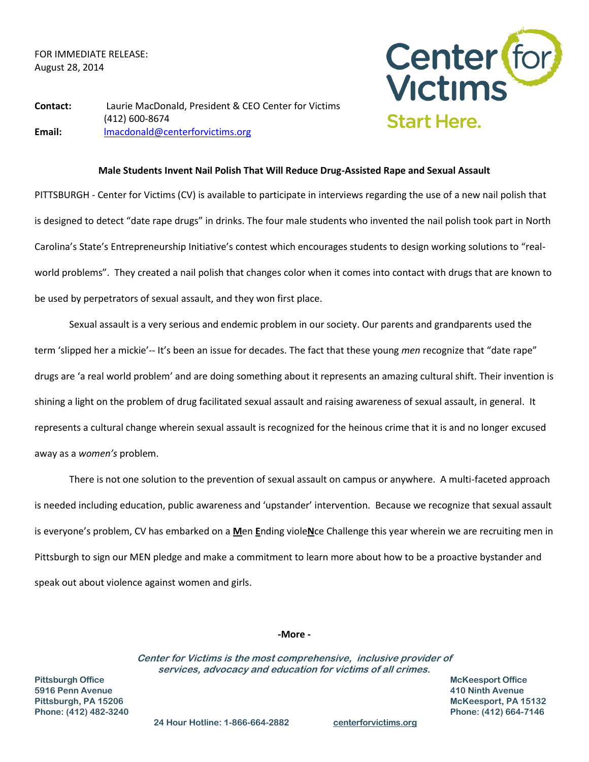FOR IMMEDIATE RELEASE:
August 28, 2014

**Contact:** Laurie MacDonald, President & CEO Center for Victims
(412) 600-8674
**Email:** lmacdonald@centerforvictims.org

Center for Victims
Start Here.

**Male Students Invent Nail Polish That Will Reduce Drug-Assisted Rape and Sexual Assault**

PITTSBURGH - Center for Victims (CV) is available to participate in interviews regarding the use of a new nail polish that is designed to detect "date rape drugs" in drinks. The four male students who invented the nail polish took part in North Carolina's State's Entrepreneurship Initiative's contest which encourages students to design working solutions to "real-world problems". They created a nail polish that changes color when it comes into contact with drugs that are known to be used by perpetrators of sexual assault, and they won first place.

Sexual assault is a very serious and endemic problem in our society. Our parents and grandparents used the term 'slipped her a mickie'-- It's been an issue for decades. The fact that these young *men* recognize that "date rape" drugs are 'a real world problem' and are doing something about it represents an amazing cultural shift. Their invention is shining a light on the problem of drug facilitated sexual assault and raising awareness of sexual assault, in general. It represents a cultural change wherein sexual assault is recognized for the heinous crime that it is and no longer excused away as a *women's* problem.

There is not one solution to the prevention of sexual assault on campus or anywhere. A multi-faceted approach is needed including education, public awareness and 'upstander' intervention. Because we recognize that sexual assault is everyone's problem, CV has embarked on a <u>**M**</u>en <u>**E**</u>nding viole<u>**N**</u>ce Challenge this year wherein we are recruiting men in Pittsburgh to sign our MEN pledge and make a commitment to learn more about how to be a proactive bystander and speak out about violence against women and girls.

**-More -**

***Center for Victims is the most comprehensive, inclusive provider of services, advocacy and education for victims of all crimes.***

**Pittsburgh Office**
**5916 Penn Avenue**
**Pittsburgh, PA 15206**
**Phone: (412) 482-3240**

**McKeesport Office**
**410 Ninth Avenue**
**McKeesport, PA 15132**
**Phone: (412) 664-7146**

**24 Hour Hotline: 1-866-664-2882** **centerforvictims.org**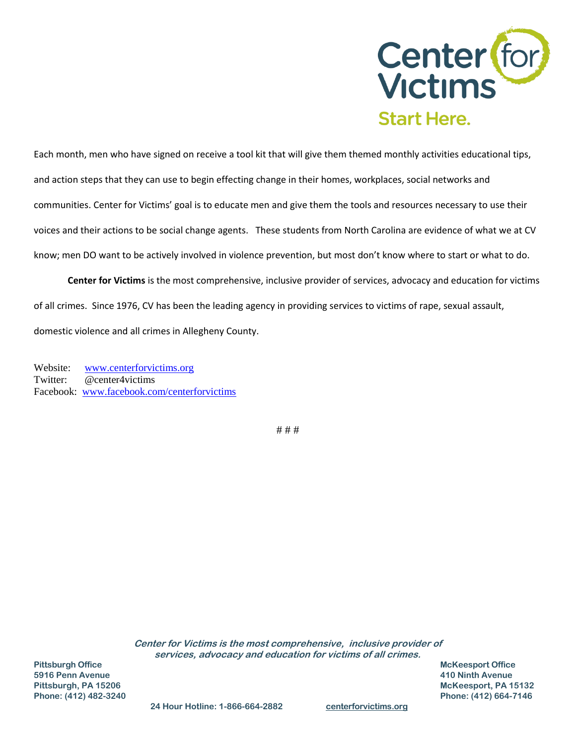Each month, men who have signed on receive a tool kit that will give them themed monthly activities educational tips, and action steps that they can use to begin effecting change in their homes, workplaces, social networks and communities. Center for Victims' goal is to educate men and give them the tools and resources necessary to use their voices and their actions to be social change agents. These students from North Carolina are evidence of what we at CV know; men DO want to be actively involved in violence prevention, but most don't know where to start or what to do.

**Center for Victims** is the most comprehensive, inclusive provider of services, advocacy and education for victims of all crimes. Since 1976, CV has been the leading agency in providing services to victims of rape, sexual assault, domestic violence and all crimes in Allegheny County.

Website: www.centerforvictims.org
Twitter: @center4victims
Facebook: www.facebook.com/centerforvictims

# # #

***Center for Victims is the most comprehensive, inclusive provider of services, advocacy and education for victims of all crimes.***

**Pittsburgh Office**
**5916 Penn Avenue**
**Pittsburgh, PA 15206**
**Phone: (412) 482-3240**

**McKeesport Office**
**410 Ninth Avenue**
**McKeesport, PA 15132**
**Phone: (412) 664-7146**

**24 Hour Hotline: 1-866-664-2882** **centerforvictims.org**